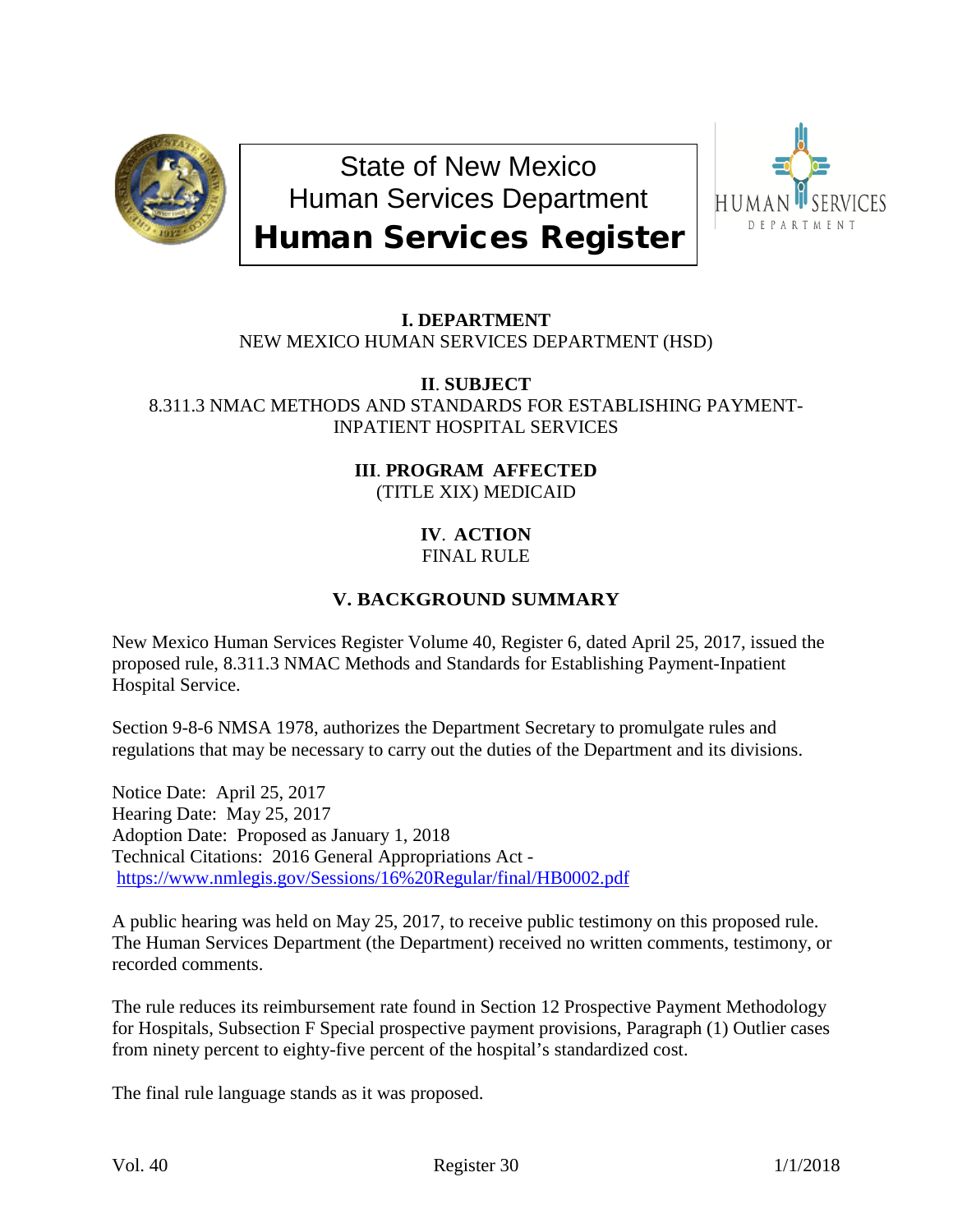# State of New Mexico
# Human Services Department
# Human Services Register

## I. DEPARTMENT

NEW MEXICO HUMAN SERVICES DEPARTMENT (HSD)

## II. SUBJECT

8.311.3 NMAC METHODS AND STANDARDS FOR ESTABLISHING PAYMENT-INPATIENT HOSPITAL SERVICES

## III. PROGRAM AFFECTED

(TITLE XIX) MEDICAID

## IV. ACTION

FINAL RULE

## V. BACKGROUND SUMMARY

New Mexico Human Services Register Volume 40, Register 6, dated April 25, 2017, issued the proposed rule, 8.311.3 NMAC Methods and Standards for Establishing Payment-Inpatient Hospital Service.

Section 9-8-6 NMSA 1978, authorizes the Department Secretary to promulgate rules and regulations that may be necessary to carry out the duties of the Department and its divisions.

Notice Date: April 25, 2017
Hearing Date: May 25, 2017
Adoption Date: Proposed as January 1, 2018
Technical Citations: 2016 General Appropriations Act - https://www.nmlegis.gov/Sessions/16%20Regular/final/HB0002.pdf

A public hearing was held on May 25, 2017, to receive public testimony on this proposed rule. The Human Services Department (the Department) received no written comments, testimony, or recorded comments.

The rule reduces its reimbursement rate found in Section 12 Prospective Payment Methodology for Hospitals, Subsection F Special prospective payment provisions, Paragraph (1) Outlier cases from ninety percent to eighty-five percent of the hospital's standardized cost.

The final rule language stands as it was proposed.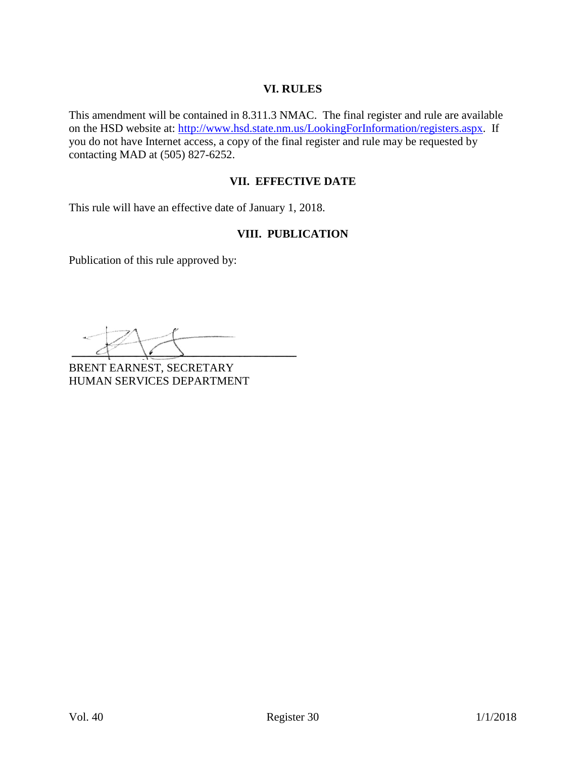## VI. RULES

This amendment will be contained in 8.311.3 NMAC. The final register and rule are available on the HSD website at: http://www.hsd.state.nm.us/LookingForInformation/registers.aspx. If you do not have Internet access, a copy of the final register and rule may be requested by contacting MAD at (505) 827-6252.

## VII. EFFECTIVE DATE

This rule will have an effective date of January 1, 2018.

## VIII. PUBLICATION

Publication of this rule approved by:

BRENT EARNEST, SECRETARY
HUMAN SERVICES DEPARTMENT